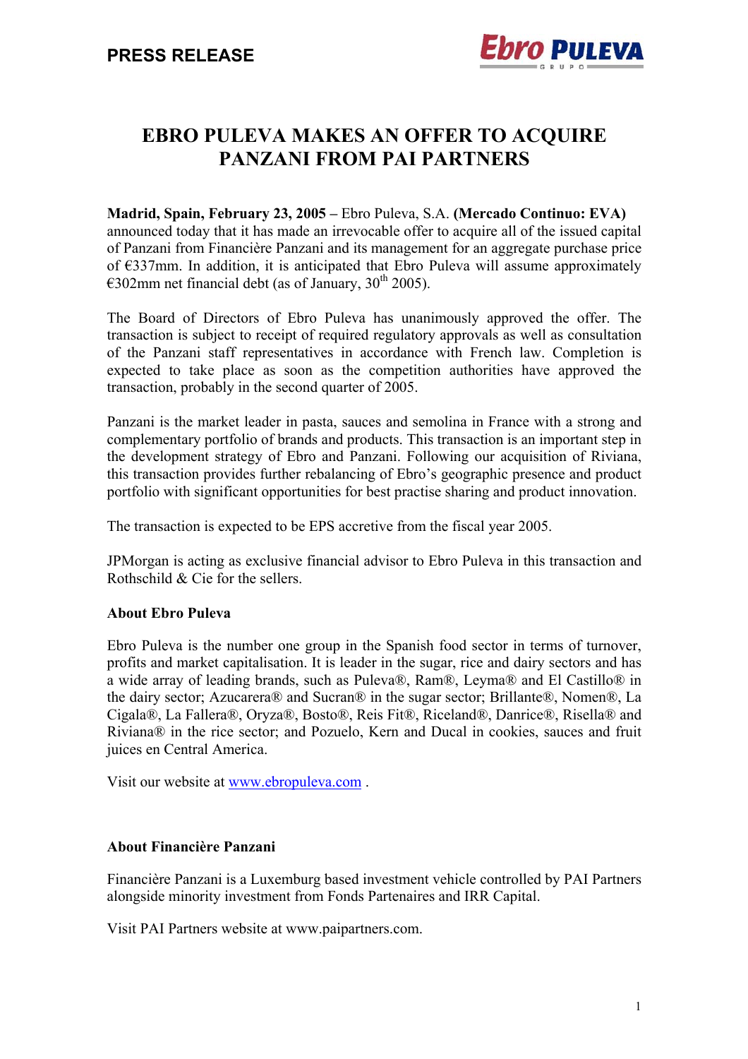**PRESS RELEASE**

# EBRO PULEVA MAKES AN OFFER TO ACQUIRE PANZANI FROM PAI PARTNERS

**Madrid, Spain, February 23, 2005 –** Ebro Puleva, S.A. **(Mercado Continuo: EVA)** announced today that it has made an irrevocable offer to acquire all of the issued capital of Panzani from Financière Panzani and its management for an aggregate purchase price of €337mm. In addition, it is anticipated that Ebro Puleva will assume approximately €302mm net financial debt (as of January, 30th 2005).

The Board of Directors of Ebro Puleva has unanimously approved the offer. The transaction is subject to receipt of required regulatory approvals as well as consultation of the Panzani staff representatives in accordance with French law. Completion is expected to take place as soon as the competition authorities have approved the transaction, probably in the second quarter of 2005.

Panzani is the market leader in pasta, sauces and semolina in France with a strong and complementary portfolio of brands and products. This transaction is an important step in the development strategy of Ebro and Panzani. Following our acquisition of Riviana, this transaction provides further rebalancing of Ebro's geographic presence and product portfolio with significant opportunities for best practise sharing and product innovation.

The transaction is expected to be EPS accretive from the fiscal year 2005.

JPMorgan is acting as exclusive financial advisor to Ebro Puleva in this transaction and Rothschild & Cie for the sellers.

**About Ebro Puleva**

Ebro Puleva is the number one group in the Spanish food sector in terms of turnover, profits and market capitalisation. It is leader in the sugar, rice and dairy sectors and has a wide array of leading brands, such as Puleva®, Ram®, Leyma® and El Castillo® in the dairy sector; Azucarera® and Sucran® in the sugar sector; Brillante®, Nomen®, La Cigala®, La Fallera®, Oryza®, Bosto®, Reis Fit®, Riceland®, Danrice®, Risella® and Riviana® in the rice sector; and Pozuelo, Kern and Ducal in cookies, sauces and fruit juices en Central America.

Visit our website at www.ebropuleva.com .

**About Financière Panzani**

Financière Panzani is a Luxemburg based investment vehicle controlled by PAI Partners alongside minority investment from Fonds Partenaires and IRR Capital.

Visit PAI Partners website at www.paipartners.com.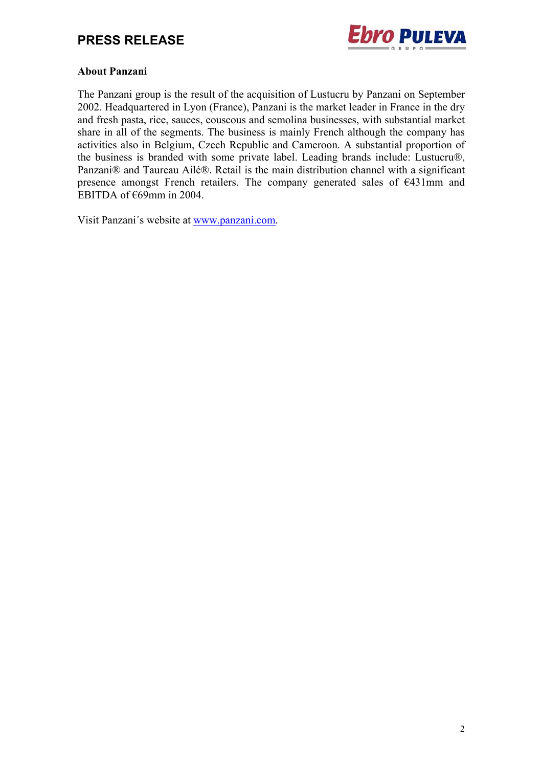## About Panzani

The Panzani group is the result of the acquisition of Lustucru by Panzani on September 2002. Headquartered in Lyon (France), Panzani is the market leader in France in the dry and fresh pasta, rice, sauces, couscous and semolina businesses, with substantial market share in all of the segments. The business is mainly French although the company has activities also in Belgium, Czech Republic and Cameroon. A substantial proportion of the business is branded with some private label. Leading brands include: Lustucru®, Panzani® and Taureau Ailé®. Retail is the main distribution channel with a significant presence amongst French retailers. The company generated sales of €431mm and EBITDA of €69mm in 2004.

Visit Panzani´s website at www.panzani.com.